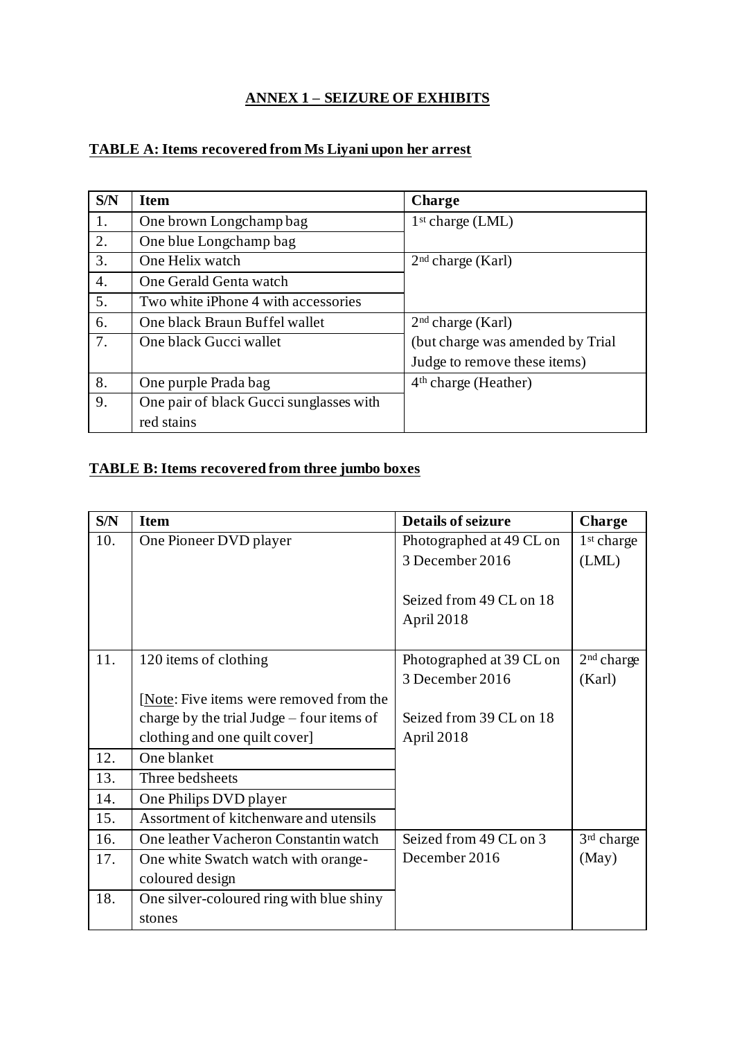**ANNEX 1 – SEIZURE OF EXHIBITS**

**TABLE A: Items recovered from Ms Liyani upon her arrest**

| S/N | Item | Charge |
|---|---|---|
| 1. | One brown Longchamp bag | 1st charge (LML) |
| 2. | One blue Longchamp bag | |
| 3. | One Helix watch | 2nd charge (Karl) |
| 4. | One Gerald Genta watch | |
| 5. | Two white iPhone 4 with accessories | |
| 6. | One black Braun Buffel wallet | 2nd charge (Karl) (but charge was amended by Trial Judge to remove these items) |
| 7. | One black Gucci wallet | |
| 8. | One purple Prada bag | 4th charge (Heather) |
| 9. | One pair of black Gucci sunglasses with red stains | |

**TABLE B: Items recovered from three jumbo boxes**

| S/N | Item | Details of seizure | Charge |
|---|---|---|---|
| 10. | One Pioneer DVD player | Photographed at 49 CL on 3 December 2016<br><br>Seized from 49 CL on 18 April 2018 | 1st charge (LML) |
| 11. | 120 items of clothing<br><br>[Note: Five items were removed from the charge by the trial Judge – four items of clothing and one quilt cover] | Photographed at 39 CL on 3 December 2016<br><br>Seized from 39 CL on 18 April 2018 | 2nd charge (Karl) |
| 12. | One blanket | | |
| 13. | Three bedsheets | | |
| 14. | One Philips DVD player | | |
| 15. | Assortment of kitchenware and utensils | | |
| 16. | One leather Vacheron Constantin watch | Seized from 49 CL on 3 December 2016 | 3rd charge (May) |
| 17. | One white Swatch watch with orange-coloured design | | |
| 18. | One silver-coloured ring with blue shiny stones | | |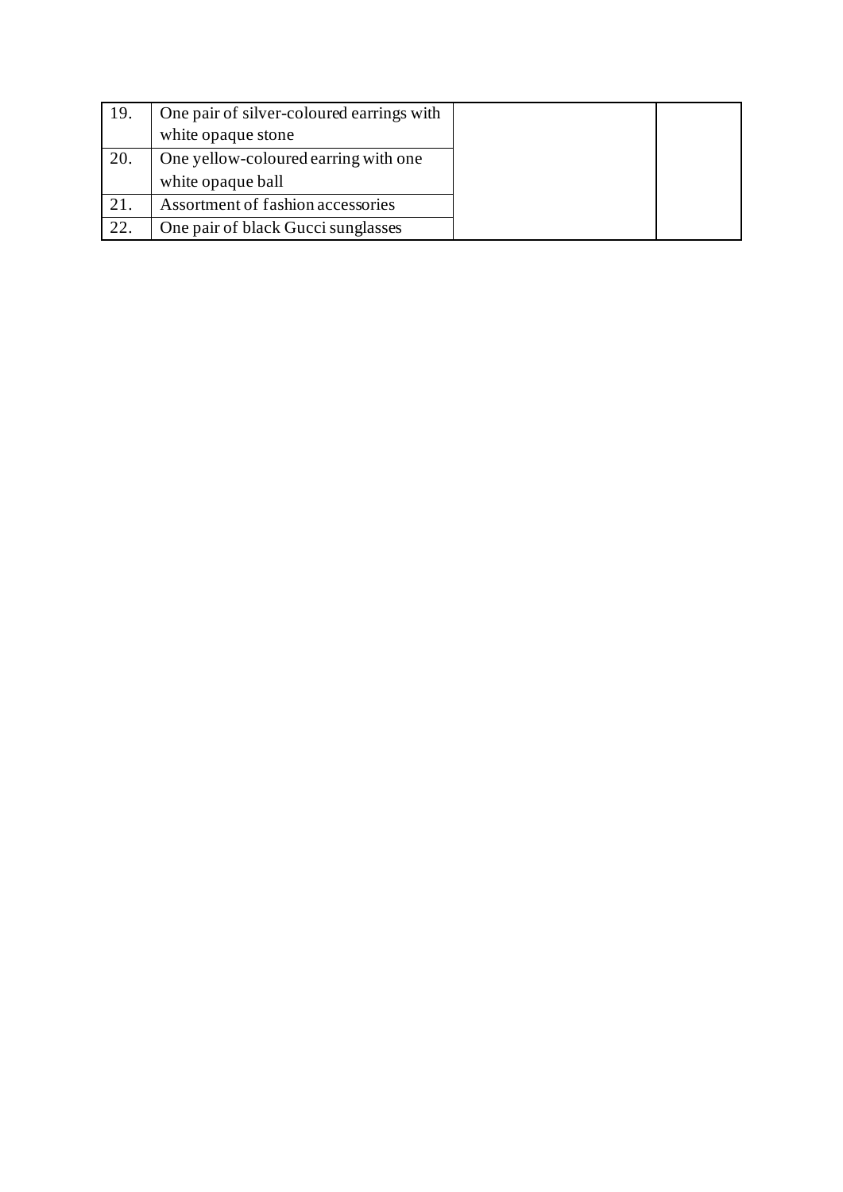| | | | |
|---|---|---|---|
| 19. | One pair of silver-coloured earrings with white opaque stone | | |
| 20. | One yellow-coloured earring with one white opaque ball | | |
| 21. | Assortment of fashion accessories | | |
| 22. | One pair of black Gucci sunglasses | | |